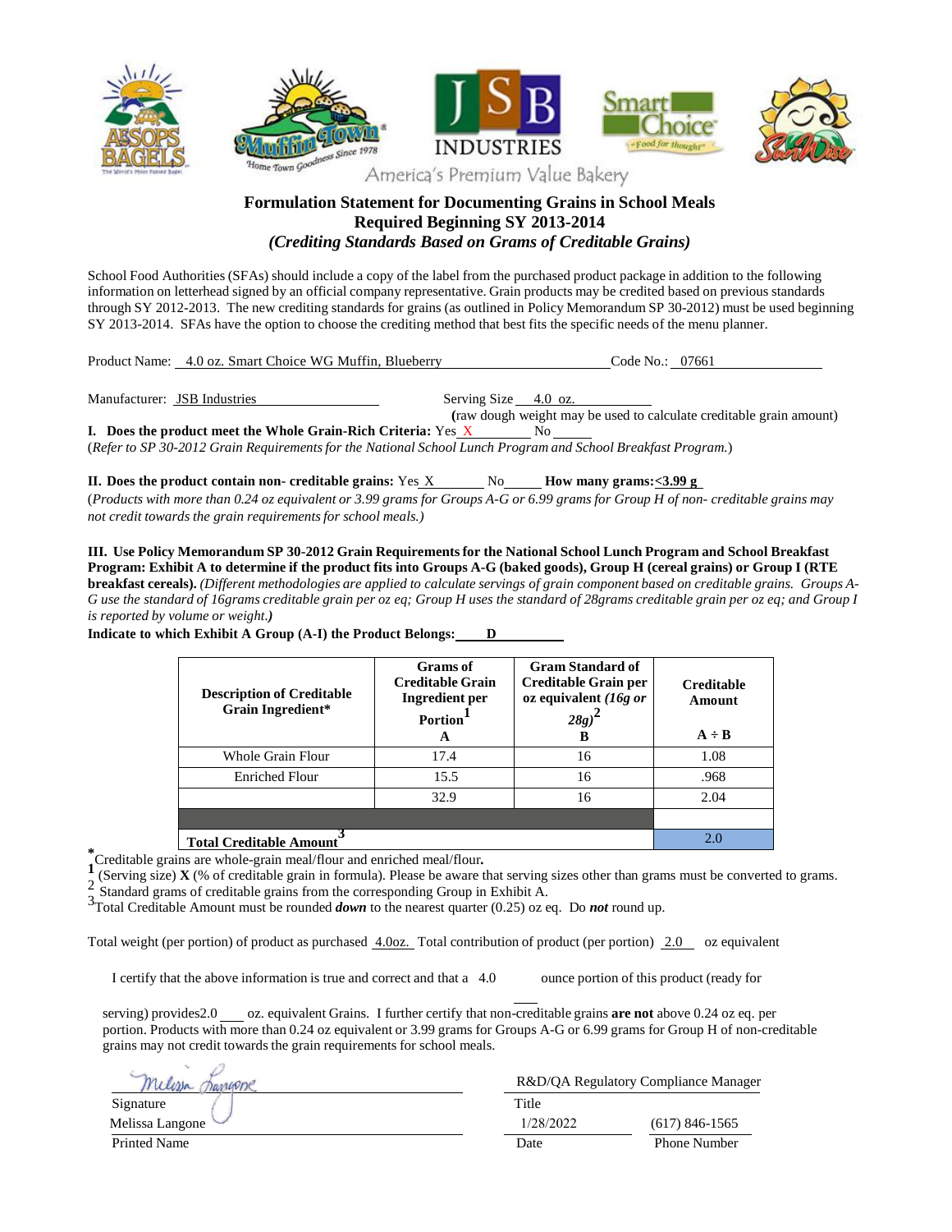America's Premium Value Bakery

## Formulation Statement for Documenting Grains in School Meals
## Required Beginning SY 2013-2014
### *(Crediting Standards Based on Grams of Creditable Grains)*

School Food Authorities (SFAs) should include a copy of the label from the purchased product package in addition to the following information on letterhead signed by an official company representative. Grain products may be credited based on previous standards through SY 2012-2013. The new crediting standards for grains (as outlined in Policy Memorandum SP 30-2012) must be used beginning SY 2013-2014. SFAs have the option to choose the crediting method that best fits the specific needs of the menu planner.

Product Name: 4.0 oz. Smart Choice WG Muffin, Blueberry Code No.: 07661

Manufacturer: JSB Industries Serving Size 4.0 oz.

**(**raw dough weight may be used to calculate creditable grain amount)

**I. Does the product meet the Whole Grain-Rich Criteria:** Yes X No ___

(*Refer to SP 30-2012 Grain Requirements for the National School Lunch Program and School Breakfast Program.*)

**II. Does the product contain non- creditable grains:** Yes X No ___ **How many grams:<3.99 g**

(*Products with more than 0.24 oz equivalent or 3.99 grams for Groups A-G or 6.99 grams for Group H of non- creditable grains may not credit towards the grain requirements for school meals.)*

**III. Use Policy Memorandum SP 30-2012 Grain Requirements for the National School Lunch Program and School Breakfast Program: Exhibit A to determine if the product fits into Groups A-G (baked goods), Group H (cereal grains) or Group I (RTE breakfast cereals).** *(Different methodologies are applied to calculate servings of grain component based on creditable grains. Groups A-G use the standard of 16grams creditable grain per oz eq; Group H uses the standard of 28grams creditable grain per oz eq; and Group I is reported by volume or weight.)*

**Indicate to which Exhibit A Group (A-I) the Product Belongs: D**

| Description of Creditable Grain Ingredient* | Grams of Creditable Grain Ingredient per Portion[1] A | Gram Standard of Creditable Grain per oz equivalent *(16g or 28g)*[2] B | Creditable Amount A ÷ B |
|---|---|---|---|
| Whole Grain Flour | 17.4 | 16 | 1.08 |
| Enriched Flour | 15.5 | 16 | .968 |
| | 32.9 | 16 | 2.04 |
| | | | |
| **Total Creditable Amount**[3] | | | 2.0 |

*Creditable grains are whole-grain meal/flour and enriched meal/flour.

[1] (Serving size) **X** (% of creditable grain in formula). Please be aware that serving sizes other than grams must be converted to grams.

[2] Standard grams of creditable grains from the corresponding Group in Exhibit A.

[3] Total Creditable Amount must be rounded ***down*** to the nearest quarter (0.25) oz eq. Do ***not*** round up.

Total weight (per portion) of product as purchased 4.0oz. Total contribution of product (per portion) 2.0 oz equivalent

I certify that the above information is true and correct and that a 4.0 ounce portion of this product (ready for serving) provides2.0 oz. equivalent Grains. I further certify that non-creditable grains **are not** above 0.24 oz eq. per portion. Products with more than 0.24 oz equivalent or 3.99 grams for Groups A-G or 6.99 grams for Group H of non-creditable grains may not credit towards the grain requirements for school meals.

| | |
|---|---|
| Melissa Langone (signature) | R&D/QA Regulatory Compliance Manager |
| Signature | Title |
| Melissa Langone | 1/28/2022 (617) 846-1565 |
| Printed Name | Date Phone Number |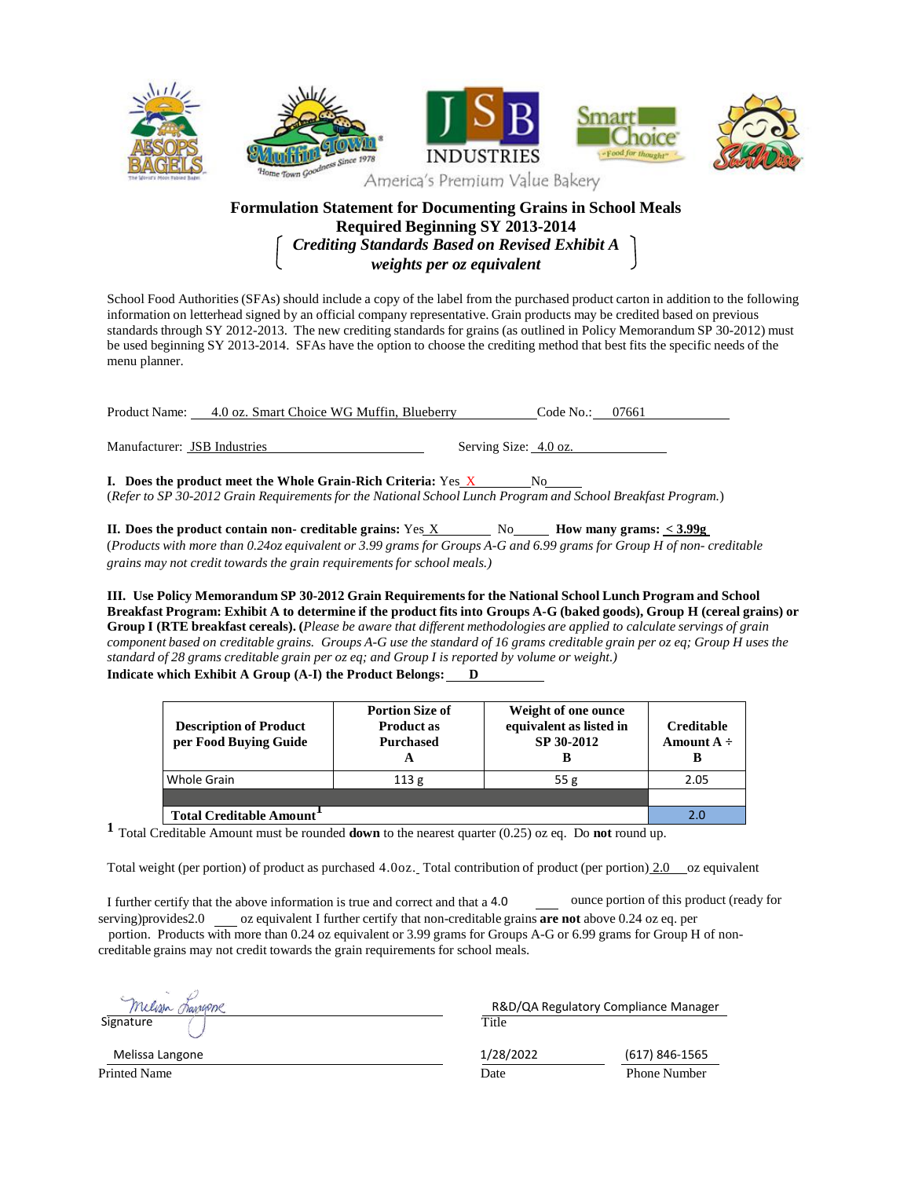America's Premium Value Bakery

**Formulation Statement for Documenting Grains in School Meals**
**Required Beginning SY 2013-2014**
***Crediting Standards Based on Revised Exhibit A weights per oz equivalent***

School Food Authorities (SFAs) should include a copy of the label from the purchased product carton in addition to the following information on letterhead signed by an official company representative. Grain products may be credited based on previous standards through SY 2012-2013. The new crediting standards for grains (as outlined in Policy Memorandum SP 30-2012) must be used beginning SY 2013-2014. SFAs have the option to choose the crediting method that best fits the specific needs of the menu planner.

Product Name: 4.0 oz. Smart Choice WG Muffin, Blueberry Code No.: 07661

Manufacturer: JSB Industries Serving Size: 4.0 oz.

**I. Does the product meet the Whole Grain-Rich Criteria:** Yes X No\_\_\_\_\_
(*Refer to SP 30-2012 Grain Requirements for the National School Lunch Program and School Breakfast Program.*)

**II. Does the product contain non- creditable grains:** Yes X No\_\_\_\_\_ **How many grams: < 3.99g**
(*Products with more than 0.24oz equivalent or 3.99 grams for Groups A-G and 6.99 grams for Group H of non- creditable grains may not credit towards the grain requirements for school meals.*)

**III. Use Policy Memorandum SP 30-2012 Grain Requirements for the National School Lunch Program and School Breakfast Program: Exhibit A to determine if the product fits into Groups A-G (baked goods), Group H (cereal grains) or Group I (RTE breakfast cereals). (***Please be aware that different methodologies are applied to calculate servings of grain component based on creditable grains. Groups A-G use the standard of 16 grams creditable grain per oz eq; Group H uses the standard of 28 grams creditable grain per oz eq; and Group I is reported by volume or weight.*)
**Indicate which Exhibit A Group (A-I) the Product Belongs: D**

| Description of Product per Food Buying Guide | Portion Size of Product as Purchased A | Weight of one ounce equivalent as listed in SP 30-2012 B | Creditable Amount A ÷ B |
|---|---|---|---|
| Whole Grain | 113 g | 55 g | 2.05 |
| | | | |
| **Total Creditable Amount[1]** | | | 2.0 |

[1] Total Creditable Amount must be rounded **down** to the nearest quarter (0.25) oz eq. Do **not** round up.

Total weight (per portion) of product as purchased 4.0oz. Total contribution of product (per portion) 2.0 oz equivalent

I further certify that the above information is true and correct and that a 4.0 ounce portion of this product (ready for serving)provides2.0 oz equivalent I further certify that non-creditable grains **are not** above 0.24 oz eq. per portion. Products with more than 0.24 oz equivalent or 3.99 grams for Groups A-G or 6.99 grams for Group H of non-creditable grains may not credit towards the grain requirements for school meals.

Signature: *Melissa Langone* Title: R&D/QA Regulatory Compliance Manager

Printed Name: Melissa Langone Date: 1/28/2022 Phone Number: (617) 846-1565